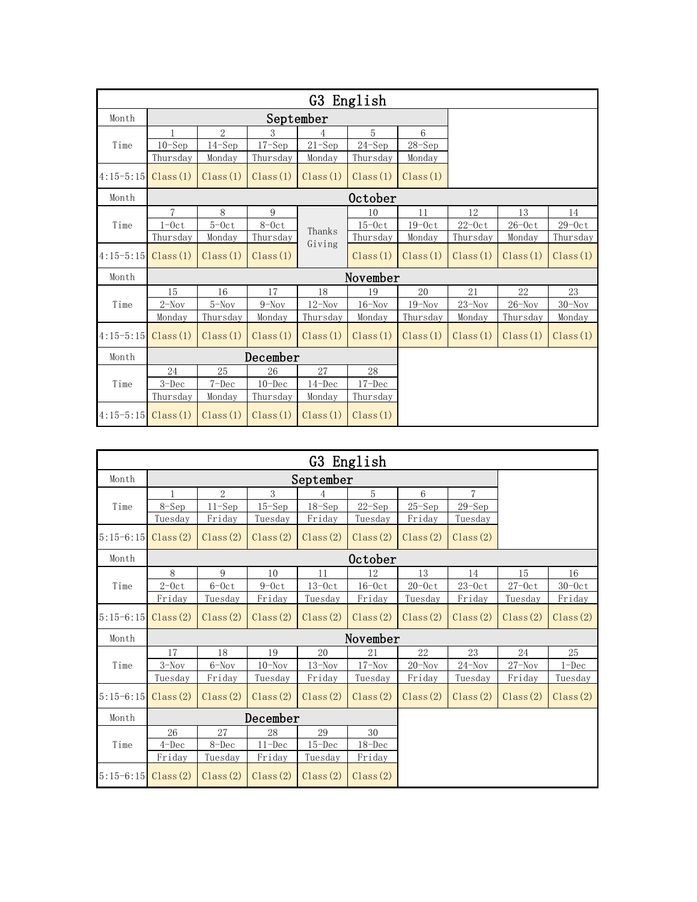## G3 English

| Month | September | | | | | | | | |
|---|---|---|---|---|---|---|---|---|---|
| Time | 1<br>10-Sep<br>Thursday | 2<br>14-Sep<br>Monday | 3<br>17-Sep<br>Thursday | 4<br>21-Sep<br>Monday | 5<br>24-Sep<br>Thursday | 6<br>28-Sep<br>Monday | | | |
| 4:15-5:15 | Class(1) | Class(1) | Class(1) | Class(1) | Class(1) | Class(1) | | | |
| Month | October | | | | | | | | |
| Time | 7<br>1-Oct<br>Thursday | 8<br>5-Oct<br>Monday | 9<br>8-Oct<br>Thursday | Thanks Giving | 10<br>15-Oct<br>Thursday | 11<br>19-Oct<br>Monday | 12<br>22-Oct<br>Thursday | 13<br>26-Oct<br>Monday | 14<br>29-Oct<br>Thursday |
| 4:15-5:15 | Class(1) | Class(1) | Class(1) | | Class(1) | Class(1) | Class(1) | Class(1) | Class(1) |
| Month | November | | | | | | | | |
| Time | 15<br>2-Nov<br>Monday | 16<br>5-Nov<br>Thursday | 17<br>9-Nov<br>Monday | 18<br>12-Nov<br>Thursday | 19<br>16-Nov<br>Monday | 20<br>19-Nov<br>Thursday | 21<br>23-Nov<br>Monday | 22<br>26-Nov<br>Thursday | 23<br>30-Nov<br>Monday |
| 4:15-5:15 | Class(1) | Class(1) | Class(1) | Class(1) | Class(1) | Class(1) | Class(1) | Class(1) | Class(1) |
| Month | December | | | | | | | | |
| Time | 24<br>3-Dec<br>Thursday | 25<br>7-Dec<br>Monday | 26<br>10-Dec<br>Thursday | 27<br>14-Dec<br>Monday | 28<br>17-Dec<br>Thursday | | | | |
| 4:15-5:15 | Class(1) | Class(1) | Class(1) | Class(1) | Class(1) | | | | |

## G3 English

| Month | September | | | | | | | | |
|---|---|---|---|---|---|---|---|---|---|
| Time | 1<br>8-Sep<br>Tuesday | 2<br>11-Sep<br>Friday | 3<br>15-Sep<br>Tuesday | 4<br>18-Sep<br>Friday | 5<br>22-Sep<br>Tuesday | 6<br>25-Sep<br>Friday | 7<br>29-Sep<br>Tuesday | | |
| 5:15-6:15 | Class(2) | Class(2) | Class(2) | Class(2) | Class(2) | Class(2) | Class(2) | | |
| Month | October | | | | | | | | |
| Time | 8<br>2-Oct<br>Friday | 9<br>6-Oct<br>Tuesday | 10<br>9-Oct<br>Friday | 11<br>13-Oct<br>Tuesday | 12<br>16-Oct<br>Friday | 13<br>20-Oct<br>Tuesday | 14<br>23-Oct<br>Friday | 15<br>27-Oct<br>Tuesday | 16<br>30-Oct<br>Friday |
| 5:15-6:15 | Class(2) | Class(2) | Class(2) | Class(2) | Class(2) | Class(2) | Class(2) | Class(2) | Class(2) |
| Month | November | | | | | | | | |
| Time | 17<br>3-Nov<br>Tuesday | 18<br>6-Nov<br>Friday | 19<br>10-Nov<br>Tuesday | 20<br>13-Nov<br>Friday | 21<br>17-Nov<br>Tuesday | 22<br>20-Nov<br>Friday | 23<br>24-Nov<br>Tuesday | 24<br>27-Nov<br>Friday | 25<br>1-Dec<br>Tuesday |
| 5:15-6:15 | Class(2) | Class(2) | Class(2) | Class(2) | Class(2) | Class(2) | Class(2) | Class(2) | Class(2) |
| Month | December | | | | | | | | |
| Time | 26<br>4-Dec<br>Friday | 27<br>8-Dec<br>Tuesday | 28<br>11-Dec<br>Friday | 29<br>15-Dec<br>Tuesday | 30<br>18-Dec<br>Friday | | | | |
| 5:15-6:15 | Class(2) | Class(2) | Class(2) | Class(2) | Class(2) | | | | |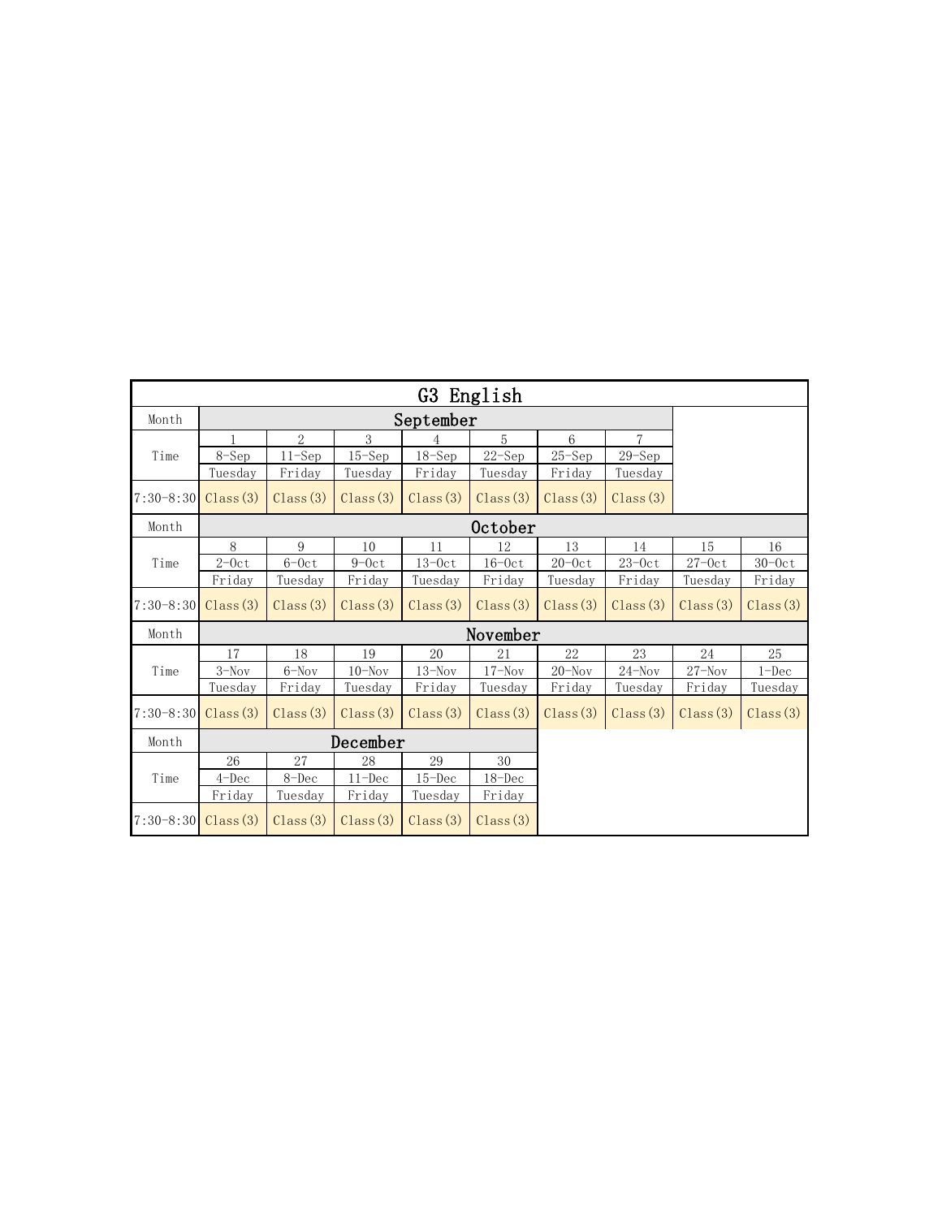| G3 English | | | | | | | | | |
|---|---|---|---|---|---|---|---|---|---|
| Month | September | | | | | | | | |
| Time | 1 | 2 | 3 | 4 | 5 | 6 | 7 | | |
| | 8-Sep | 11-Sep | 15-Sep | 18-Sep | 22-Sep | 25-Sep | 29-Sep | | |
| | Tuesday | Friday | Tuesday | Friday | Tuesday | Friday | Tuesday | | |
| 7:30-8:30 | Class(3) | Class(3) | Class(3) | Class(3) | Class(3) | Class(3) | Class(3) | | |
| Month | October | | | | | | | | |
| Time | 8 | 9 | 10 | 11 | 12 | 13 | 14 | 15 | 16 |
| | 2-Oct | 6-Oct | 9-Oct | 13-Oct | 16-Oct | 20-Oct | 23-Oct | 27-Oct | 30-Oct |
| | Friday | Tuesday | Friday | Tuesday | Friday | Tuesday | Friday | Tuesday | Friday |
| 7:30-8:30 | Class(3) | Class(3) | Class(3) | Class(3) | Class(3) | Class(3) | Class(3) | Class(3) | Class(3) |
| Month | November | | | | | | | | |
| Time | 17 | 18 | 19 | 20 | 21 | 22 | 23 | 24 | 25 |
| | 3-Nov | 6-Nov | 10-Nov | 13-Nov | 17-Nov | 20-Nov | 24-Nov | 27-Nov | 1-Dec |
| | Tuesday | Friday | Tuesday | Friday | Tuesday | Friday | Tuesday | Friday | Tuesday |
| 7:30-8:30 | Class(3) | Class(3) | Class(3) | Class(3) | Class(3) | Class(3) | Class(3) | Class(3) | Class(3) |
| Month | December | | | | | | | | |
| Time | 26 | 27 | 28 | 29 | 30 | | | | |
| | 4-Dec | 8-Dec | 11-Dec | 15-Dec | 18-Dec | | | | |
| | Friday | Tuesday | Friday | Tuesday | Friday | | | | |
| 7:30-8:30 | Class(3) | Class(3) | Class(3) | Class(3) | Class(3) | | | | |